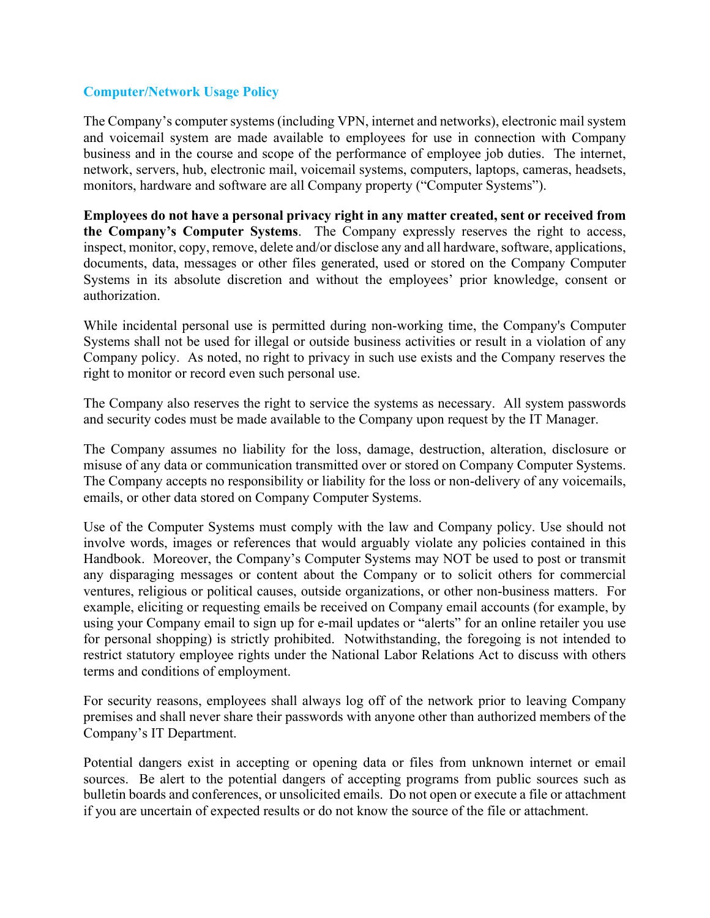## Computer/Network Usage Policy

The Company's computer systems (including VPN, internet and networks), electronic mail system and voicemail system are made available to employees for use in connection with Company business and in the course and scope of the performance of employee job duties. The internet, network, servers, hub, electronic mail, voicemail systems, computers, laptops, cameras, headsets, monitors, hardware and software are all Company property ("Computer Systems").

**Employees do not have a personal privacy right in any matter created, sent or received from the Company's Computer Systems**. The Company expressly reserves the right to access, inspect, monitor, copy, remove, delete and/or disclose any and all hardware, software, applications, documents, data, messages or other files generated, used or stored on the Company Computer Systems in its absolute discretion and without the employees' prior knowledge, consent or authorization.

While incidental personal use is permitted during non-working time, the Company's Computer Systems shall not be used for illegal or outside business activities or result in a violation of any Company policy. As noted, no right to privacy in such use exists and the Company reserves the right to monitor or record even such personal use.

The Company also reserves the right to service the systems as necessary. All system passwords and security codes must be made available to the Company upon request by the IT Manager.

The Company assumes no liability for the loss, damage, destruction, alteration, disclosure or misuse of any data or communication transmitted over or stored on Company Computer Systems. The Company accepts no responsibility or liability for the loss or non-delivery of any voicemails, emails, or other data stored on Company Computer Systems.

Use of the Computer Systems must comply with the law and Company policy. Use should not involve words, images or references that would arguably violate any policies contained in this Handbook. Moreover, the Company's Computer Systems may NOT be used to post or transmit any disparaging messages or content about the Company or to solicit others for commercial ventures, religious or political causes, outside organizations, or other non-business matters. For example, eliciting or requesting emails be received on Company email accounts (for example, by using your Company email to sign up for e-mail updates or "alerts" for an online retailer you use for personal shopping) is strictly prohibited. Notwithstanding, the foregoing is not intended to restrict statutory employee rights under the National Labor Relations Act to discuss with others terms and conditions of employment.

For security reasons, employees shall always log off of the network prior to leaving Company premises and shall never share their passwords with anyone other than authorized members of the Company's IT Department.

Potential dangers exist in accepting or opening data or files from unknown internet or email sources. Be alert to the potential dangers of accepting programs from public sources such as bulletin boards and conferences, or unsolicited emails. Do not open or execute a file or attachment if you are uncertain of expected results or do not know the source of the file or attachment.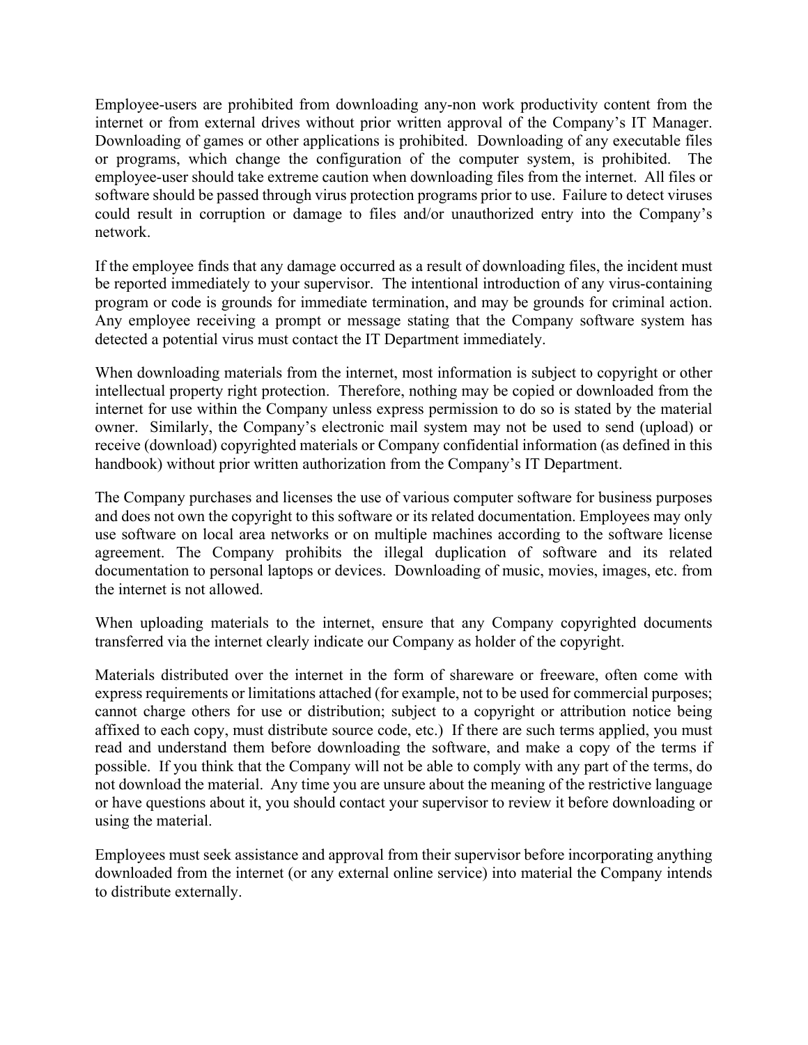Employee-users are prohibited from downloading any-non work productivity content from the internet or from external drives without prior written approval of the Company's IT Manager. Downloading of games or other applications is prohibited. Downloading of any executable files or programs, which change the configuration of the computer system, is prohibited. The employee-user should take extreme caution when downloading files from the internet. All files or software should be passed through virus protection programs prior to use. Failure to detect viruses could result in corruption or damage to files and/or unauthorized entry into the Company's network.

If the employee finds that any damage occurred as a result of downloading files, the incident must be reported immediately to your supervisor. The intentional introduction of any virus-containing program or code is grounds for immediate termination, and may be grounds for criminal action. Any employee receiving a prompt or message stating that the Company software system has detected a potential virus must contact the IT Department immediately.

When downloading materials from the internet, most information is subject to copyright or other intellectual property right protection. Therefore, nothing may be copied or downloaded from the internet for use within the Company unless express permission to do so is stated by the material owner. Similarly, the Company's electronic mail system may not be used to send (upload) or receive (download) copyrighted materials or Company confidential information (as defined in this handbook) without prior written authorization from the Company's IT Department.

The Company purchases and licenses the use of various computer software for business purposes and does not own the copyright to this software or its related documentation. Employees may only use software on local area networks or on multiple machines according to the software license agreement. The Company prohibits the illegal duplication of software and its related documentation to personal laptops or devices. Downloading of music, movies, images, etc. from the internet is not allowed.

When uploading materials to the internet, ensure that any Company copyrighted documents transferred via the internet clearly indicate our Company as holder of the copyright.

Materials distributed over the internet in the form of shareware or freeware, often come with express requirements or limitations attached (for example, not to be used for commercial purposes; cannot charge others for use or distribution; subject to a copyright or attribution notice being affixed to each copy, must distribute source code, etc.) If there are such terms applied, you must read and understand them before downloading the software, and make a copy of the terms if possible. If you think that the Company will not be able to comply with any part of the terms, do not download the material. Any time you are unsure about the meaning of the restrictive language or have questions about it, you should contact your supervisor to review it before downloading or using the material.

Employees must seek assistance and approval from their supervisor before incorporating anything downloaded from the internet (or any external online service) into material the Company intends to distribute externally.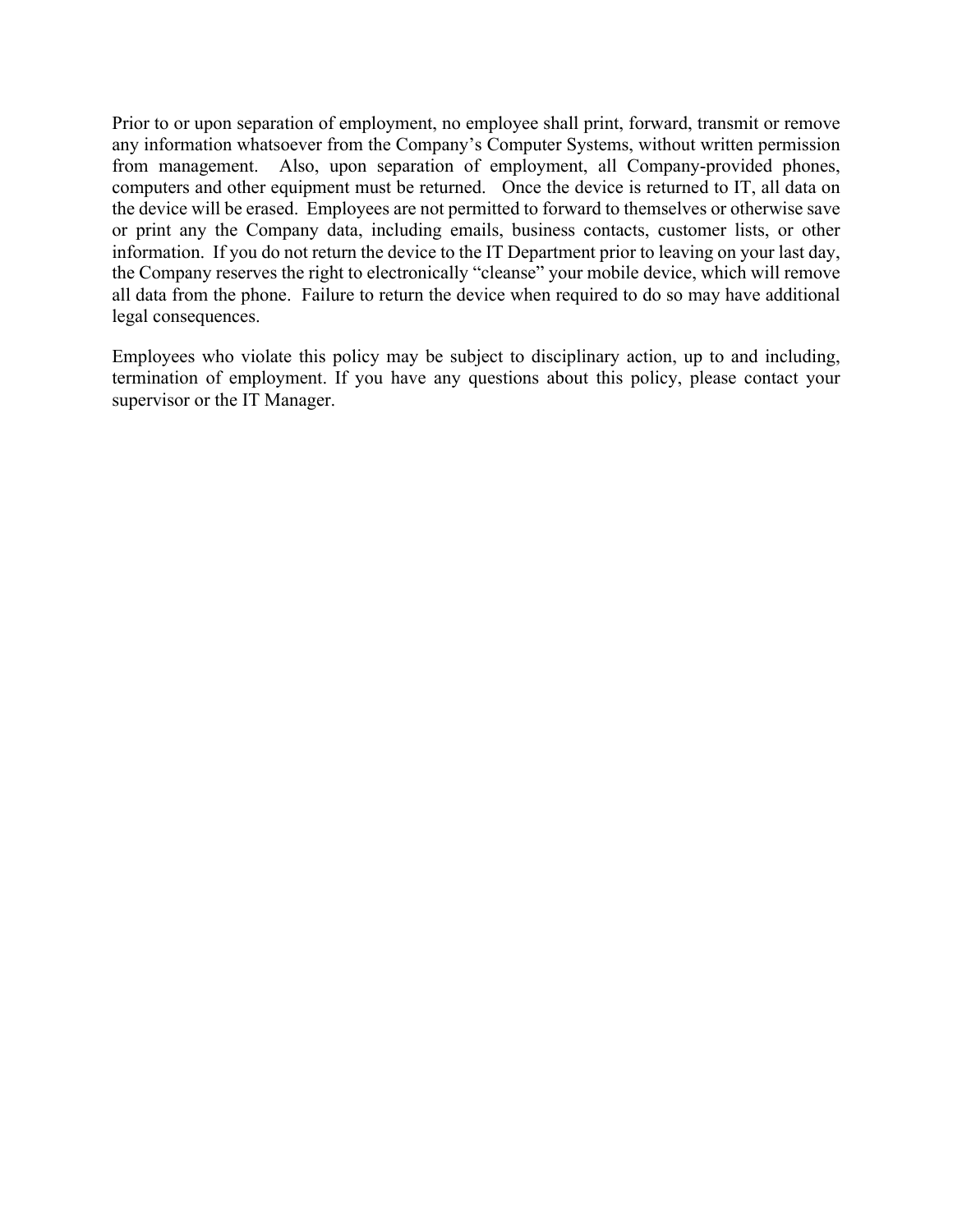Prior to or upon separation of employment, no employee shall print, forward, transmit or remove any information whatsoever from the Company's Computer Systems, without written permission from management. Also, upon separation of employment, all Company-provided phones, computers and other equipment must be returned. Once the device is returned to IT, all data on the device will be erased. Employees are not permitted to forward to themselves or otherwise save or print any the Company data, including emails, business contacts, customer lists, or other information. If you do not return the device to the IT Department prior to leaving on your last day, the Company reserves the right to electronically "cleanse" your mobile device, which will remove all data from the phone. Failure to return the device when required to do so may have additional legal consequences.

Employees who violate this policy may be subject to disciplinary action, up to and including, termination of employment. If you have any questions about this policy, please contact your supervisor or the IT Manager.